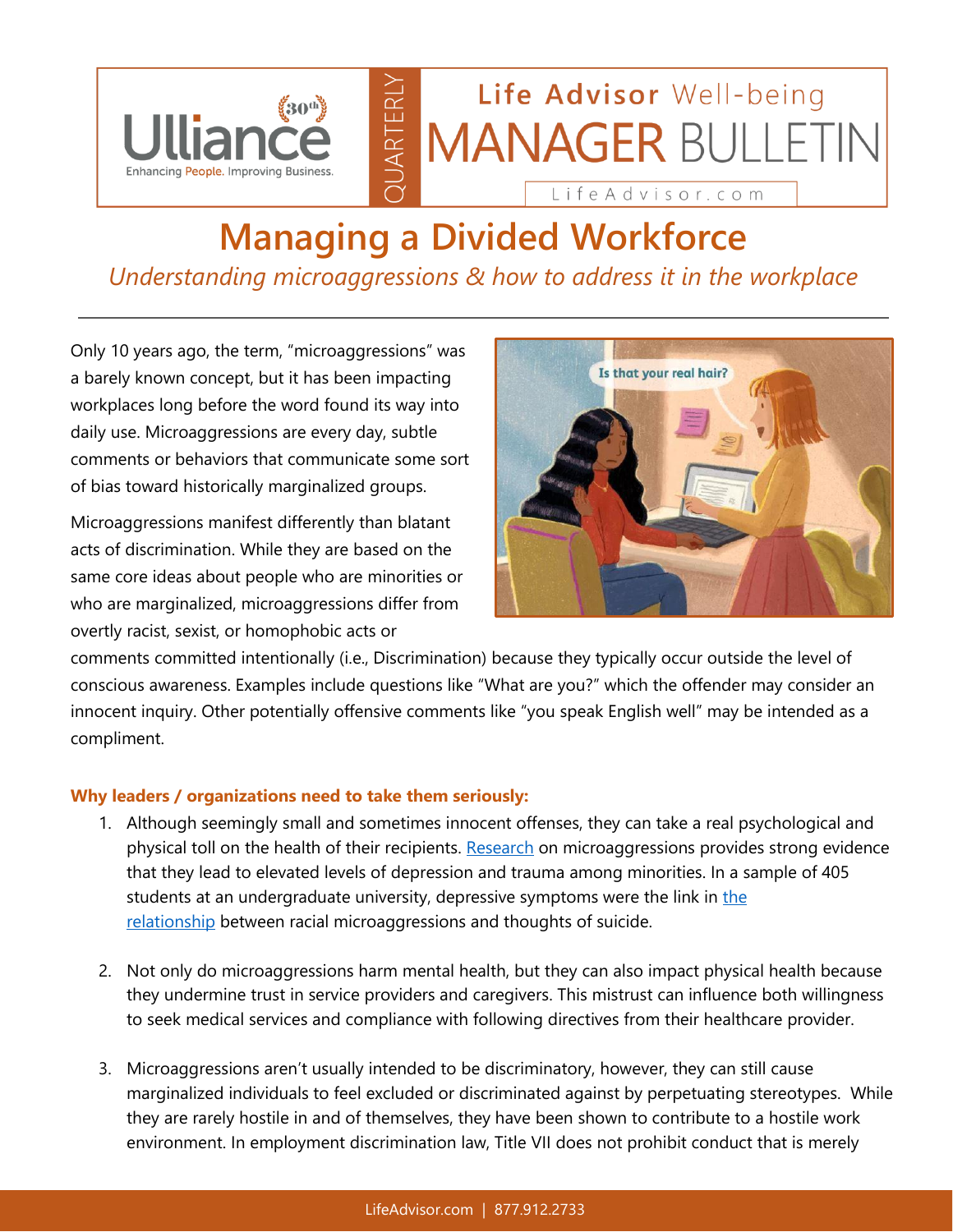# Managing a Divided Workforce

*Understanding microaggressions & how to address it in the workplace*

Only 10 years ago, the term, "microaggressions" was a barely known concept, but it has been impacting workplaces long before the word found its way into daily use. Microaggressions are every day, subtle comments or behaviors that communicate some sort of bias toward historically marginalized groups.

Microaggressions manifest differently than blatant acts of discrimination. While they are based on the same core ideas about people who are minorities or who are marginalized, microaggressions differ from overtly racist, sexist, or homophobic acts or comments committed intentionally (i.e., Discrimination) because they typically occur outside the level of conscious awareness. Examples include questions like "What are you?" which the offender may consider an innocent inquiry. Other potentially offensive comments like "you speak English well" may be intended as a compliment.

**Why leaders / organizations need to take them seriously:**

1. Although seemingly small and sometimes innocent offenses, they can take a real psychological and physical toll on the health of their recipients. Research on microaggressions provides strong evidence that they lead to elevated levels of depression and trauma among minorities. In a sample of 405 students at an undergraduate university, depressive symptoms were the link in the relationship between racial microaggressions and thoughts of suicide.

2. Not only do microaggressions harm mental health, but they can also impact physical health because they undermine trust in service providers and caregivers. This mistrust can influence both willingness to seek medical services and compliance with following directives from their healthcare provider.

3. Microaggressions aren't usually intended to be discriminatory, however, they can still cause marginalized individuals to feel excluded or discriminated against by perpetuating stereotypes. While they are rarely hostile in and of themselves, they have been shown to contribute to a hostile work environment. In employment discrimination law, Title VII does not prohibit conduct that is merely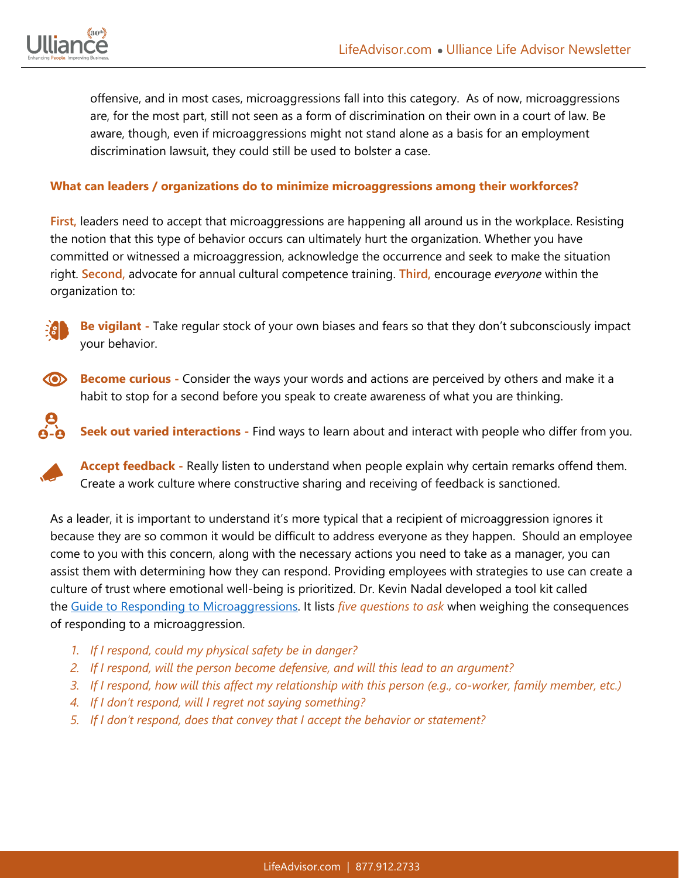offensive, and in most cases, microaggressions fall into this category. As of now, microaggressions are, for the most part, still not seen as a form of discrimination on their own in a court of law. Be aware, though, even if microaggressions might not stand alone as a basis for an employment discrimination lawsuit, they could still be used to bolster a case.

**What can leaders / organizations do to minimize microaggressions among their workforces?**

**First,** leaders need to accept that microaggressions are happening all around us in the workplace. Resisting the notion that this type of behavior occurs can ultimately hurt the organization. Whether you have committed or witnessed a microaggression, acknowledge the occurrence and seek to make the situation right. **Second,** advocate for annual cultural competence training. **Third,** encourage *everyone* within the organization to:

- **Be vigilant -** Take regular stock of your own biases and fears so that they don't subconsciously impact your behavior.
- **Become curious -** Consider the ways your words and actions are perceived by others and make it a habit to stop for a second before you speak to create awareness of what you are thinking.
- **Seek out varied interactions -** Find ways to learn about and interact with people who differ from you.
- **Accept feedback -** Really listen to understand when people explain why certain remarks offend them. Create a work culture where constructive sharing and receiving of feedback is sanctioned.

As a leader, it is important to understand it's more typical that a recipient of microaggression ignores it because they are so common it would be difficult to address everyone as they happen. Should an employee come to you with this concern, along with the necessary actions you need to take as a manager, you can assist them with determining how they can respond. Providing employees with strategies to use can create a culture of trust where emotional well-being is prioritized. Dr. Kevin Nadal developed a tool kit called the [Guide to Responding to Microaggressions](). It lists *five questions to ask* when weighing the consequences of responding to a microaggression.

1. *If I respond, could my physical safety be in danger?*
2. *If I respond, will the person become defensive, and will this lead to an argument?*
3. *If I respond, how will this affect my relationship with this person (e.g., co-worker, family member, etc.)*
4. *If I don't respond, will I regret not saying something?*
5. *If I don't respond, does that convey that I accept the behavior or statement?*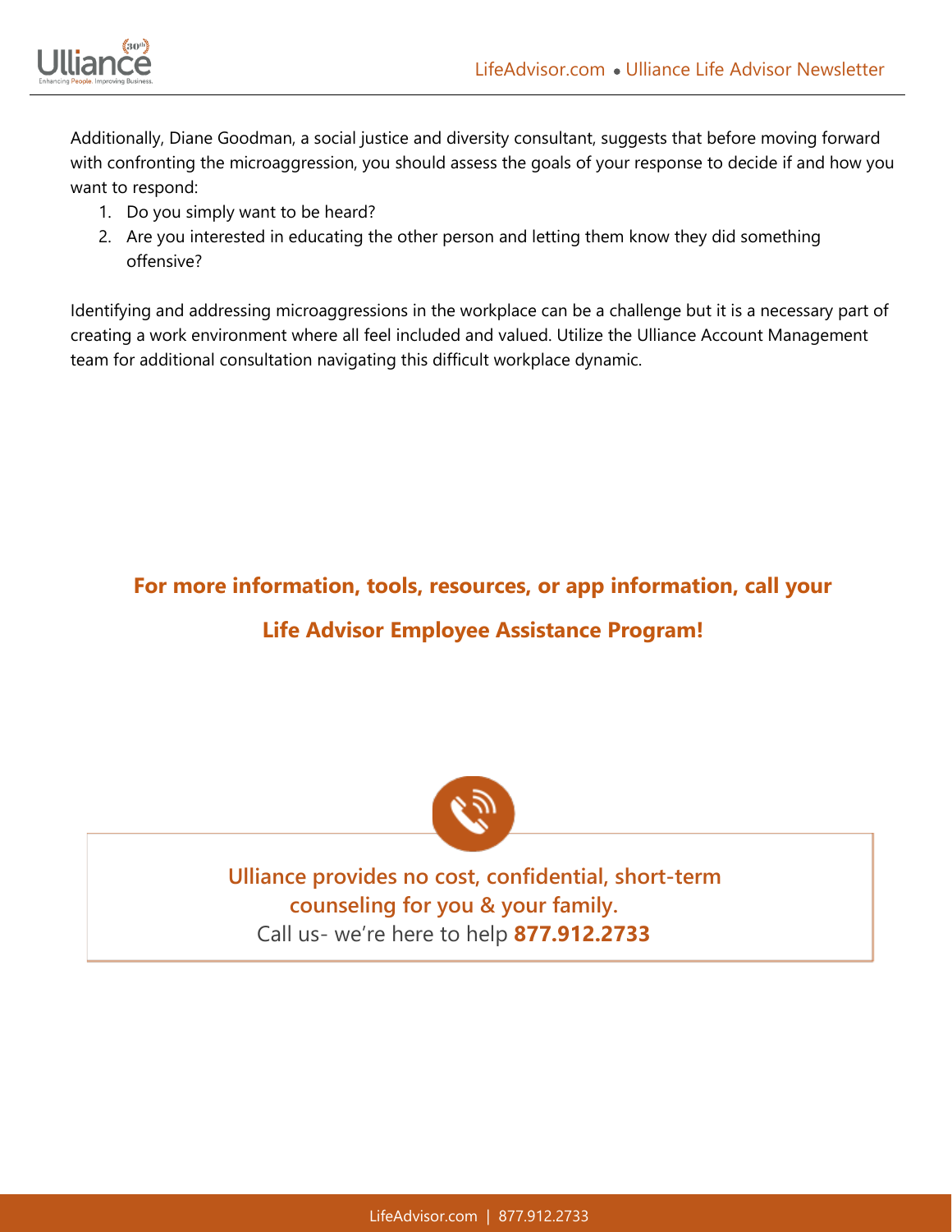Additionally, Diane Goodman, a social justice and diversity consultant, suggests that before moving forward with confronting the microaggression, you should assess the goals of your response to decide if and how you want to respond:

1. Do you simply want to be heard?
2. Are you interested in educating the other person and letting them know they did something offensive?

Identifying and addressing microaggressions in the workplace can be a challenge but it is a necessary part of creating a work environment where all feel included and valued. Utilize the Ulliance Account Management team for additional consultation navigating this difficult workplace dynamic.

**For more information, tools, resources, or app information, call your**

**Life Advisor Employee Assistance Program!**

**Ulliance provides no cost, confidential, short-term counseling for you & your family.**

Call us- we're here to help **877.912.2733**